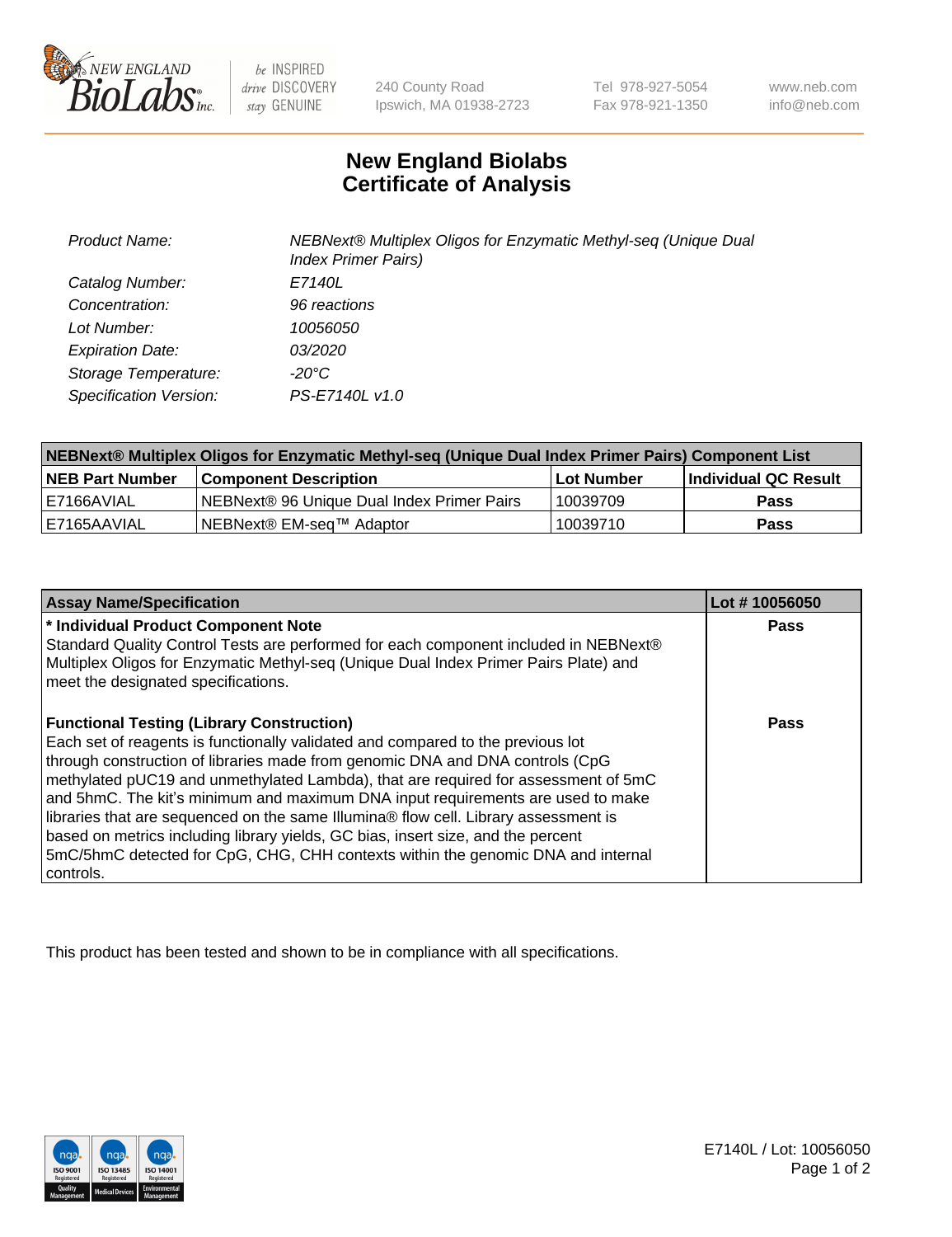NEW ENGLAND BioLabs Inc. | be INSPIRED drive DISCOVERY stay GENUINE | 240 County Road Ipswich, MA 01938-2723 | Tel 978-927-5054 Fax 978-921-1350 | www.neb.com info@neb.com

# New England Biolabs
# Certificate of Analysis

| | |
|---|---|
| *Product Name:* | *NEBNext® Multiplex Oligos for Enzymatic Methyl-seq (Unique Dual Index Primer Pairs)* |
| *Catalog Number:* | *E7140L* |
| *Concentration:* | *96 reactions* |
| *Lot Number:* | *10056050* |
| *Expiration Date:* | *03/2020* |
| *Storage Temperature:* | *-20°C* |
| *Specification Version:* | *PS-E7140L v1.0* |

| NEBNext® Multiplex Oligos for Enzymatic Methyl-seq (Unique Dual Index Primer Pairs) Component List | | | |
|---|---|---|---|
| **NEB Part Number** | **Component Description** | **Lot Number** | **Individual QC Result** |
| E7166AVIAL | NEBNext® 96 Unique Dual Index Primer Pairs | 10039709 | **Pass** |
| E7165AAVIAL | NEBNext® EM-seq™ Adaptor | 10039710 | **Pass** |

| Assay Name/Specification | Lot # 10056050 |
|---|---|
| **\* Individual Product Component Note**<br>Standard Quality Control Tests are performed for each component included in NEBNext® Multiplex Oligos for Enzymatic Methyl-seq (Unique Dual Index Primer Pairs Plate) and meet the designated specifications. | **Pass** |
| **Functional Testing (Library Construction)**<br>Each set of reagents is functionally validated and compared to the previous lot through construction of libraries made from genomic DNA and DNA controls (CpG methylated pUC19 and unmethylated Lambda), that are required for assessment of 5mC and 5hmC. The kit's minimum and maximum DNA input requirements are used to make libraries that are sequenced on the same Illumina® flow cell. Library assessment is based on metrics including library yields, GC bias, insert size, and the percent 5mC/5hmC detected for CpG, CHG, CHH contexts within the genomic DNA and internal controls. | **Pass** |

This product has been tested and shown to be in compliance with all specifications.

E7140L / Lot: 10056050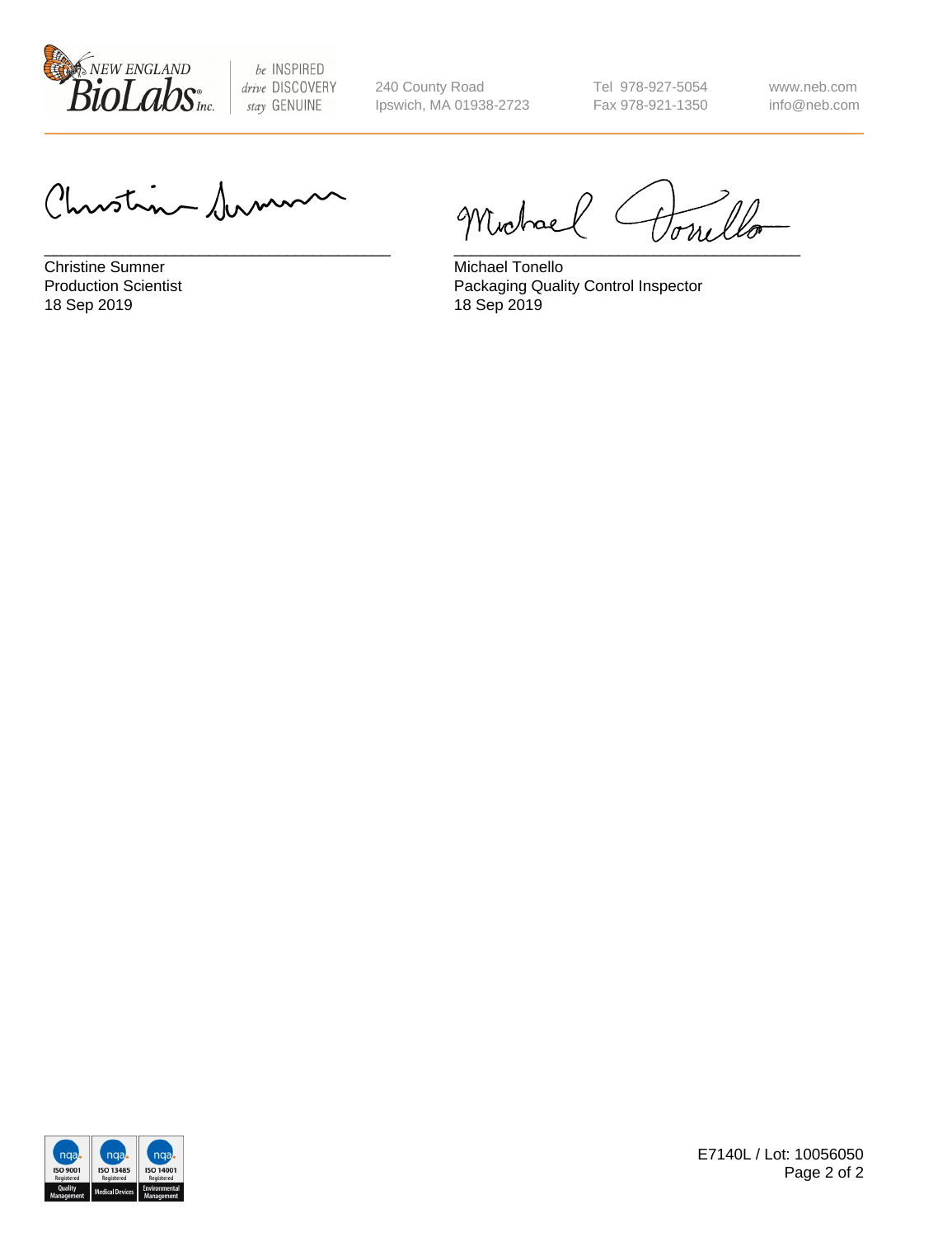New England BioLabs Inc. — be INSPIRED, drive DISCOVERY, stay GENUINE

240 County Road
Ipswich, MA 01938-2723

Tel 978-927-5054
Fax 978-921-1350

www.neb.com
info@neb.com

\_\_\_\_\_\_\_\_\_\_\_\_\_\_\_\_\_\_\_\_\_\_\_\_\_\_\_\_\_\_\_\_\_\_\_\_\_\_\_\_

Christine Sumner
Production Scientist
18 Sep 2019

\_\_\_\_\_\_\_\_\_\_\_\_\_\_\_\_\_\_\_\_\_\_\_\_\_\_\_\_\_\_\_\_\_\_\_\_\_\_\_\_

Michael Tonello
Packaging Quality Control Inspector
18 Sep 2019

E7140L / Lot: 10056050